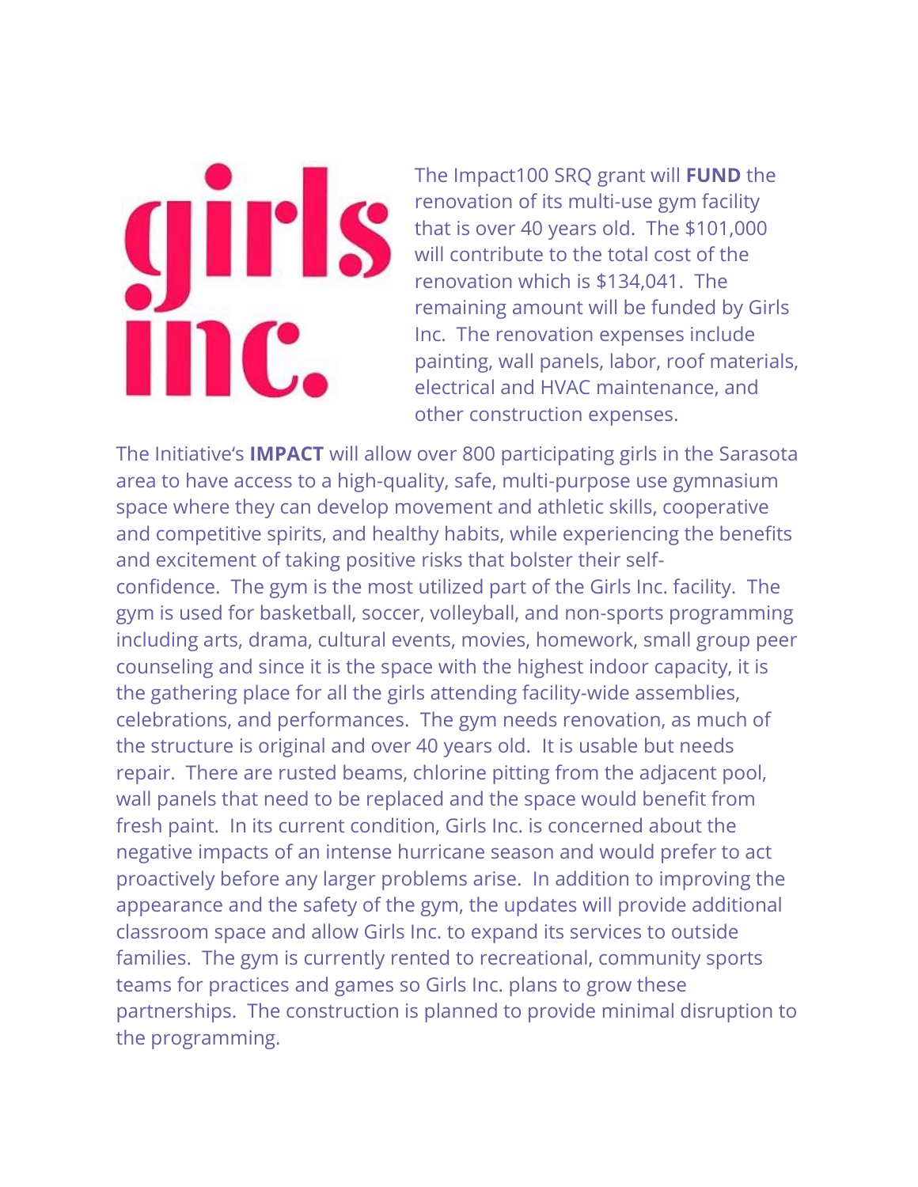girls inc.

The Impact100 SRQ grant will **FUND** the renovation of its multi-use gym facility that is over 40 years old. The $101,000 will contribute to the total cost of the renovation which is $134,041. The remaining amount will be funded by Girls Inc. The renovation expenses include painting, wall panels, labor, roof materials, electrical and HVAC maintenance, and other construction expenses.

The Initiative's **IMPACT** will allow over 800 participating girls in the Sarasota area to have access to a high-quality, safe, multi-purpose use gymnasium space where they can develop movement and athletic skills, cooperative and competitive spirits, and healthy habits, while experiencing the benefits and excitement of taking positive risks that bolster their self-confidence. The gym is the most utilized part of the Girls Inc. facility. The gym is used for basketball, soccer, volleyball, and non-sports programming including arts, drama, cultural events, movies, homework, small group peer counseling and since it is the space with the highest indoor capacity, it is the gathering place for all the girls attending facility-wide assemblies, celebrations, and performances. The gym needs renovation, as much of the structure is original and over 40 years old. It is usable but needs repair. There are rusted beams, chlorine pitting from the adjacent pool, wall panels that need to be replaced and the space would benefit from fresh paint. In its current condition, Girls Inc. is concerned about the negative impacts of an intense hurricane season and would prefer to act proactively before any larger problems arise. In addition to improving the appearance and the safety of the gym, the updates will provide additional classroom space and allow Girls Inc. to expand its services to outside families. The gym is currently rented to recreational, community sports teams for practices and games so Girls Inc. plans to grow these partnerships. The construction is planned to provide minimal disruption to the programming.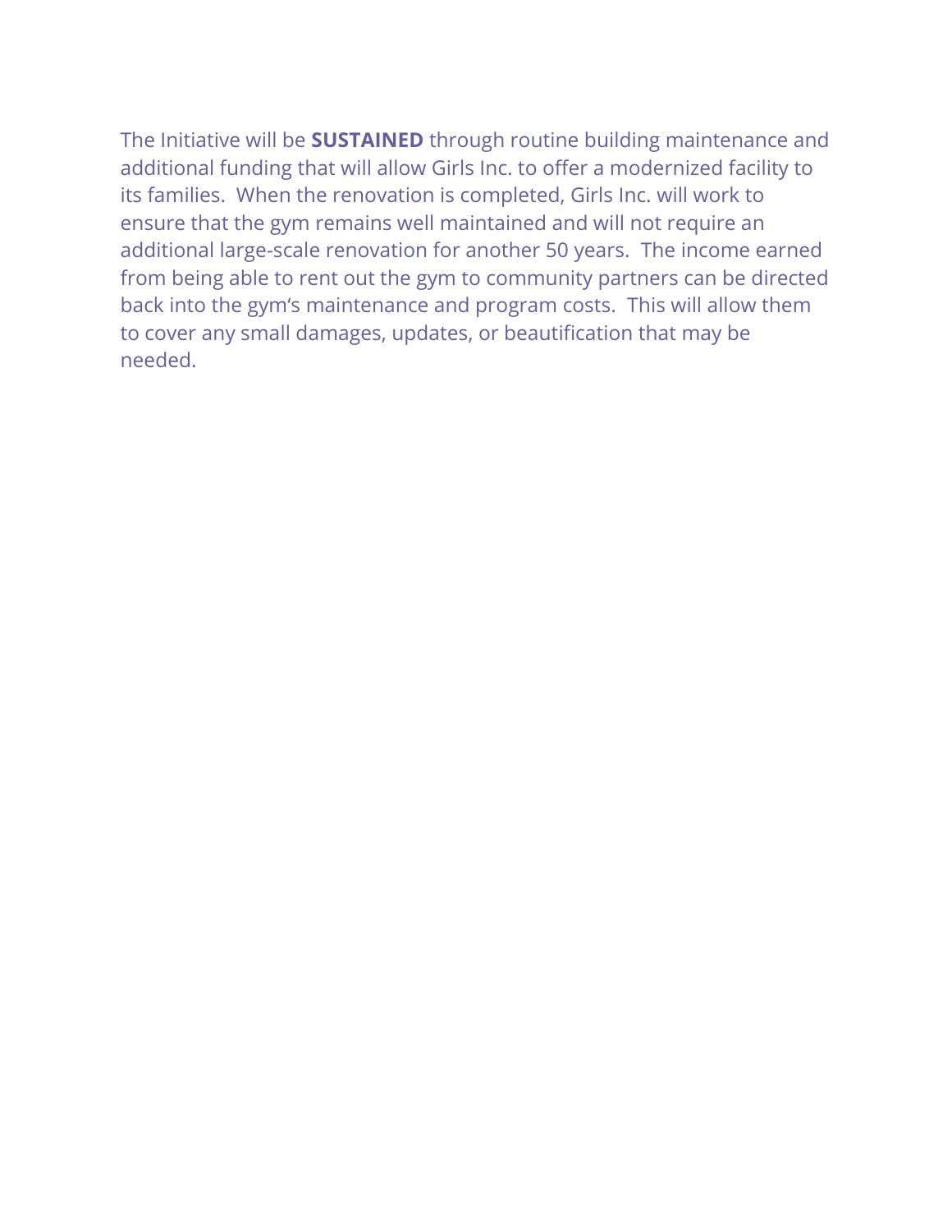The Initiative will be **SUSTAINED** through routine building maintenance and additional funding that will allow Girls Inc. to offer a modernized facility to its families. When the renovation is completed, Girls Inc. will work to ensure that the gym remains well maintained and will not require an additional large-scale renovation for another 50 years. The income earned from being able to rent out the gym to community partners can be directed back into the gym's maintenance and program costs. This will allow them to cover any small damages, updates, or beautification that may be needed.